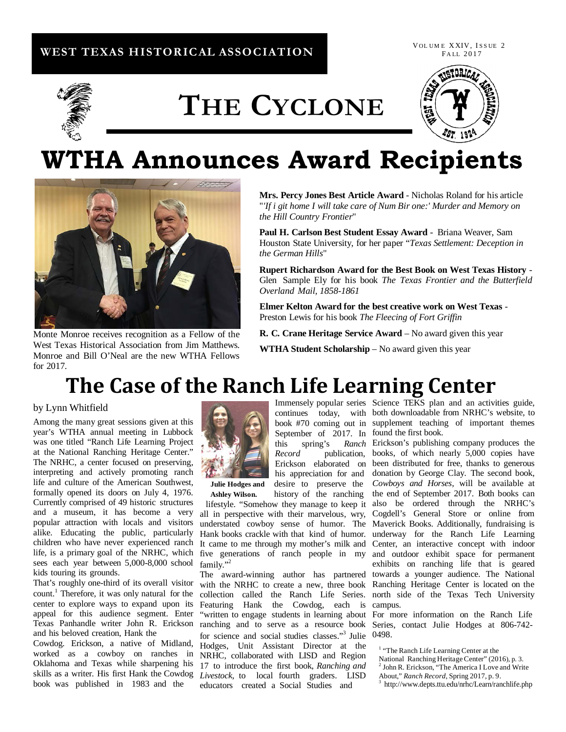WEST TEXAS HISTORICAL ASSOCIATION

# THE CYCLONE

# WTHA Announces Award Recipients

Monte Monroe receives recognition as a Fellow of the West Texas Historical Association from Jim Matthews. Monroe and Bill O'Neal are the new WTHA Fellows for 2017.

**Mrs. Percy Jones Best Article Award** - Nicholas Roland for his article "*'If i git home I will take care of Num Bir one:' Murder and Memory on the Hill Country Frontier*"

**Paul H. Carlson Best Student Essay Award** - Briana Weaver, Sam Houston State University, for her paper "*Texas Settlement: Deception in the German Hills*"

**Rupert Richardson Award for the Best Book on West Texas History** - Glen Sample Ely for his book *The Texas Frontier and the Butterfield Overland Mail, 1858-1861*

**Elmer Kelton Award for the best creative work on West Texas** - Preston Lewis for his book *The Fleecing of Fort Griffin*

**R. C. Crane Heritage Service Award** – No award given this year

**WTHA Student Scholarship** – No award given this year

# The Case of the Ranch Life Learning Center

by Lynn Whitfield

Among the many great sessions given at this year's WTHA annual meeting in Lubbock was one titled "Ranch Life Learning Project at the National Ranching Heritage Center." The NRHC, a center focused on preserving, interpreting and actively promoting ranch life and culture of the American Southwest, formally opened its doors on July 4, 1976. Currently comprised of 49 historic structures and a museum, it has become a very popular attraction with locals and visitors alike. Educating the public, particularly children who have never experienced ranch life, is a primary goal of the NRHC, which sees each year between 5,000-8,000 school kids touring its grounds.

That's roughly one-third of its overall visitor count.[1] Therefore, it was only natural for the center to explore ways to expand upon its appeal for this audience segment. Enter Texas Panhandle writer John R. Erickson and his beloved creation, Hank the Cowdog. Erickson, a native of Midland, worked as a cowboy on ranches in Oklahoma and Texas while sharpening his skills as a writer. His first Hank the Cowdog book was published in 1983 and the Immensely popular series continues today, with book #70 coming out in September of 2017. In this spring's *Ranch Record* publication, Erickson elaborated on his appreciation for and desire to preserve the history of the ranching lifestyle. "Somehow they manage to keep it all in perspective with their marvelous, wry, understated cowboy sense of humor. The Hank books crackle with that kind of humor. It came to me through my mother's milk and five generations of ranch people in my family."[2]

**Julie Hodges and Ashley Wilson.**

The award-winning author has partnered with the NRHC to create a new, three book collection called the Ranch Life Series. Featuring Hank the Cowdog, each is "written to engage students in learning about ranching and to serve as a resource book for science and social studies classes."[3] Julie Hodges, Unit Assistant Director at the NRHC, collaborated with LISD and Region 17 to introduce the first book, *Ranching and Livestock*, to local fourth graders. LISD educators created a Social Studies and Science TEKS plan and an activities guide, both downloadable from NRHC's website, to supplement teaching of important themes found the first book.

Erickson's publishing company produces the books, of which nearly 5,000 copies have been distributed for free, thanks to generous donation by George Clay. The second book, *Cowboys and Horses*, will be available at the end of September 2017. Both books can also be ordered through the NRHC's Cogdell's General Store or online from Maverick Books. Additionally, fundraising is underway for the Ranch Life Learning Center, an interactive concept with indoor and outdoor exhibit space for permanent exhibits on ranching life that is geared towards a younger audience. The National Ranching Heritage Center is located on the north side of the Texas Tech University campus.

For more information on the Ranch Life Series, contact Julie Hodges at 806-742-0498.

[1] "The Ranch Life Learning Center at the National Ranching Heritage Center" (2016), p. 3.
[2] John R. Erickson, "The America I Love and Write About," *Ranch Record*, Spring 2017, p. 9.
[3] http://www.depts.ttu.edu/nrhc/Learn/ranchlife.php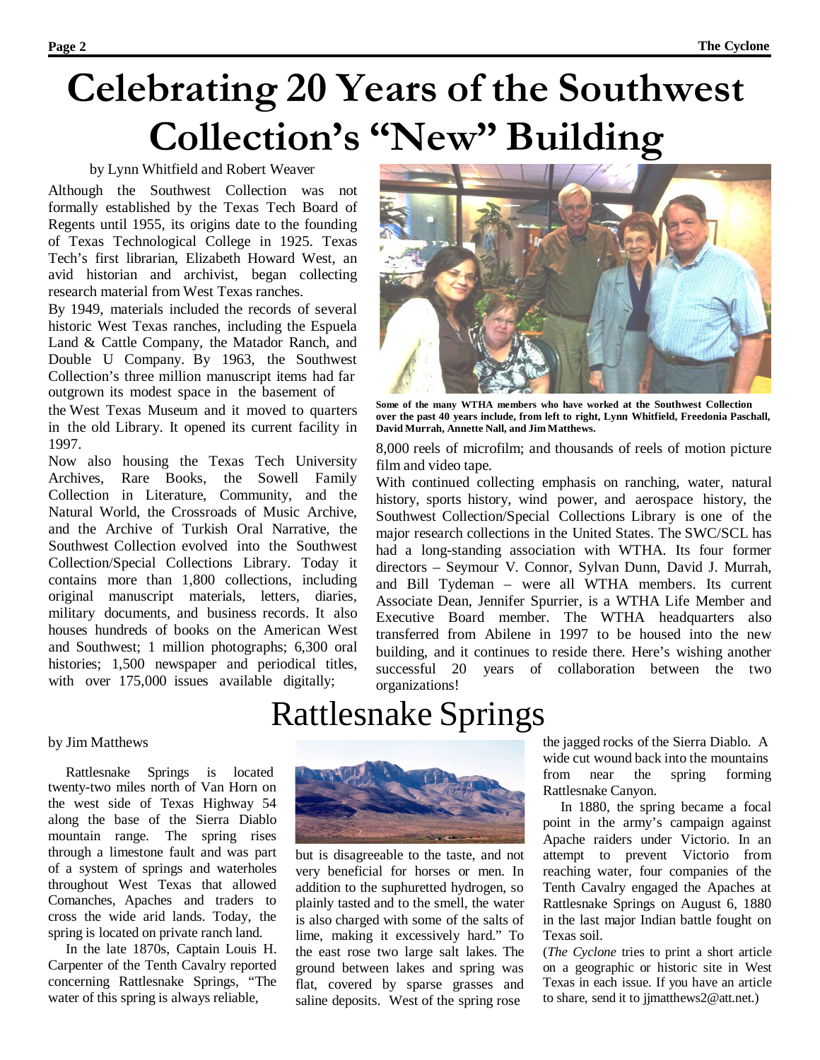# Celebrating 20 Years of the Southwest Collection's "New" Building

by Lynn Whitfield and Robert Weaver

Although the Southwest Collection was not formally established by the Texas Tech Board of Regents until 1955, its origins date to the founding of Texas Technological College in 1925. Texas Tech's first librarian, Elizabeth Howard West, an avid historian and archivist, began collecting research material from West Texas ranches.

By 1949, materials included the records of several historic West Texas ranches, including the Espuela Land & Cattle Company, the Matador Ranch, and Double U Company. By 1963, the Southwest Collection's three million manuscript items had far outgrown its modest space in the basement of the West Texas Museum and it moved to quarters in the old Library. It opened its current facility in 1997.

Now also housing the Texas Tech University Archives, Rare Books, the Sowell Family Collection in Literature, Community, and the Natural World, the Crossroads of Music Archive, and the Archive of Turkish Oral Narrative, the Southwest Collection evolved into the Southwest Collection/Special Collections Library. Today it contains more than 1,800 collections, including original manuscript materials, letters, diaries, military documents, and business records. It also houses hundreds of books on the American West and Southwest; 1 million photographs; 6,300 oral histories; 1,500 newspaper and periodical titles, with over 175,000 issues available digitally; 8,000 reels of microfilm; and thousands of reels of motion picture film and video tape.

**Some of the many WTHA members who have worked at the Southwest Collection over the past 40 years include, from left to right, Lynn Whitfield, Freedonia Paschall, David Murrah, Annette Nall, and Jim Matthews.**

With continued collecting emphasis on ranching, water, natural history, sports history, wind power, and aerospace history, the Southwest Collection/Special Collections Library is one of the major research collections in the United States. The SWC/SCL has had a long-standing association with WTHA. Its four former directors – Seymour V. Connor, Sylvan Dunn, David J. Murrah, and Bill Tydeman – were all WTHA members. Its current Associate Dean, Jennifer Spurrier, is a WTHA Life Member and Executive Board member. The WTHA headquarters also transferred from Abilene in 1997 to be housed into the new building, and it continues to reside there. Here's wishing another successful 20 years of collaboration between the two organizations!

# Rattlesnake Springs

by Jim Matthews

Rattlesnake Springs is located twenty-two miles north of Van Horn on the west side of Texas Highway 54 along the base of the Sierra Diablo mountain range. The spring rises through a limestone fault and was part of a system of springs and waterholes throughout West Texas that allowed Comanches, Apaches and traders to cross the wide arid lands. Today, the spring is located on private ranch land.

In the late 1870s, Captain Louis H. Carpenter of the Tenth Cavalry reported concerning Rattlesnake Springs, "The water of this spring is always reliable, but is disagreeable to the taste, and not very beneficial for horses or men. In addition to the suphuretted hydrogen, so plainly tasted and to the smell, the water is also charged with some of the salts of lime, making it excessively hard." To the east rose two large salt lakes. The ground between lakes and spring was flat, covered by sparse grasses and saline deposits. West of the spring rose the jagged rocks of the Sierra Diablo. A wide cut wound back into the mountains from near the spring forming Rattlesnake Canyon.

In 1880, the spring became a focal point in the army's campaign against Apache raiders under Victorio. In an attempt to prevent Victorio from reaching water, four companies of the Tenth Cavalry engaged the Apaches at Rattlesnake Springs on August 6, 1880 in the last major Indian battle fought on Texas soil.

(*The Cyclone* tries to print a short article on a geographic or historic site in West Texas in each issue. If you have an article to share, send it to jjmatthews2@att.net.)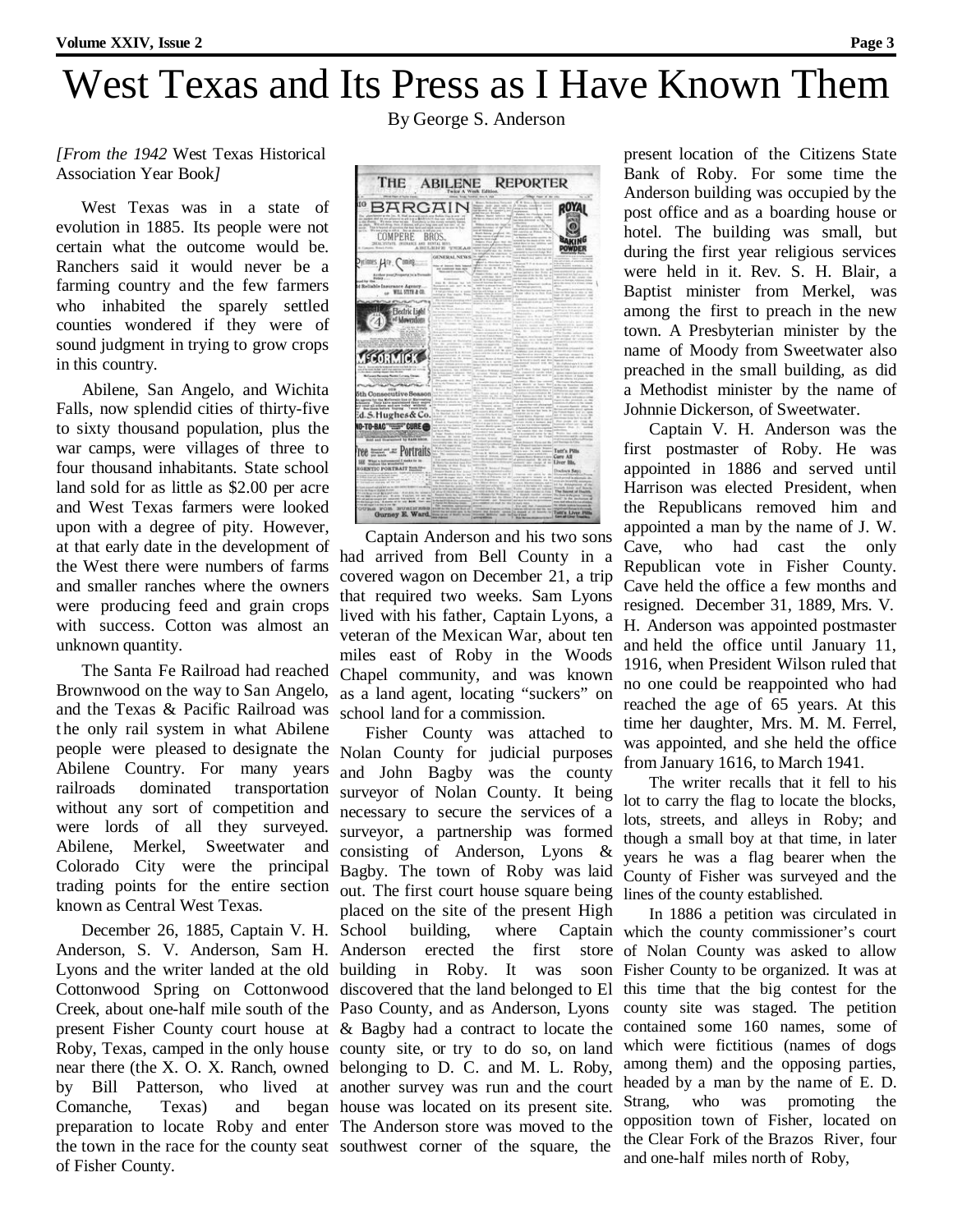# West Texas and Its Press as I Have Known Them

By George S. Anderson

*[From the 1942* West Texas Historical Association Year Book*]*

West Texas was in a state of evolution in 1885. Its people were not certain what the outcome would be. Ranchers said it would never be a farming country and the few farmers who inhabited the sparely settled counties wondered if they were of sound judgment in trying to grow crops in this country.

Abilene, San Angelo, and Wichita Falls, now splendid cities of thirty-five to sixty thousand population, plus the war camps, were villages of three to four thousand inhabitants. State school land sold for as little as $2.00 per acre and West Texas farmers were looked upon with a degree of pity. However, at that early date in the development of the West there were numbers of farms and smaller ranches where the owners were producing feed and grain crops with success. Cotton was almost an unknown quantity.

The Santa Fe Railroad had reached Brownwood on the way to San Angelo, and the Texas & Pacific Railroad was the only rail system in what Abilene people were pleased to designate the Abilene Country. For many years railroads dominated transportation without any sort of competition and were lords of all they surveyed. Abilene, Merkel, Sweetwater and Colorado City were the principal trading points for the entire section known as Central West Texas.

December 26, 1885, Captain V. H. Anderson, S. V. Anderson, Sam H. Lyons and the writer landed at the old Cottonwood Spring on Cottonwood Creek, about one-half mile south of the present Fisher County court house at Roby, Texas, camped in the only house near there (the X. O. X. Ranch, owned by Bill Patterson, who lived at Comanche, Texas) and began preparation to locate Roby and enter the town in the race for the county seat of Fisher County.

Captain Anderson and his two sons had arrived from Bell County in a covered wagon on December 21, a trip that required two weeks. Sam Lyons lived with his father, Captain Lyons, a veteran of the Mexican War, about ten miles east of Roby in the Woods Chapel community, and was known as a land agent, locating "suckers" on school land for a commission.

Fisher County was attached to Nolan County for judicial purposes and John Bagby was the county surveyor of Nolan County. It being necessary to secure the services of a surveyor, a partnership was formed consisting of Anderson, Lyons & Bagby. The town of Roby was laid out. The first court house square being placed on the site of the present High School building, where Captain Anderson erected the first store building in Roby. It was soon discovered that the land belonged to El Paso County, and as Anderson, Lyons & Bagby had a contract to locate the county site, or try to do so, on land belonging to D. C. and M. L. Roby, another survey was run and the court house was located on its present site. The Anderson store was moved to the southwest corner of the square, the present location of the Citizens State Bank of Roby. For some time the Anderson building was occupied by the post office and as a boarding house or hotel. The building was small, but during the first year religious services were held in it. Rev. S. H. Blair, a Baptist minister from Merkel, was among the first to preach in the new town. A Presbyterian minister by the name of Moody from Sweetwater also preached in the small building, as did a Methodist minister by the name of Johnnie Dickerson, of Sweetwater.

Captain V. H. Anderson was the first postmaster of Roby. He was appointed in 1886 and served until Harrison was elected President, when the Republicans removed him and appointed a man by the name of J. W. Cave, who had cast the only Republican vote in Fisher County. Cave held the office a few months and resigned. December 31, 1889, Mrs. V. H. Anderson was appointed postmaster and held the office until January 11, 1916, when President Wilson ruled that no one could be reappointed who had reached the age of 65 years. At this time her daughter, Mrs. M. M. Ferrel, was appointed, and she held the office from January 1616, to March 1941.

The writer recalls that it fell to his lot to carry the flag to locate the blocks, lots, streets, and alleys in Roby; and though a small boy at that time, in later years he was a flag bearer when the County of Fisher was surveyed and the lines of the county established.

In 1886 a petition was circulated in which the county commissioner's court of Nolan County was asked to allow Fisher County to be organized. It was at this time that the big contest for the county site was staged. The petition contained some 160 names, some of which were fictitious (names of dogs among them) and the opposing parties, headed by a man by the name of E. D. Strang, who was promoting the opposition town of Fisher, located on the Clear Fork of the Brazos River, four and one-half miles north of Roby,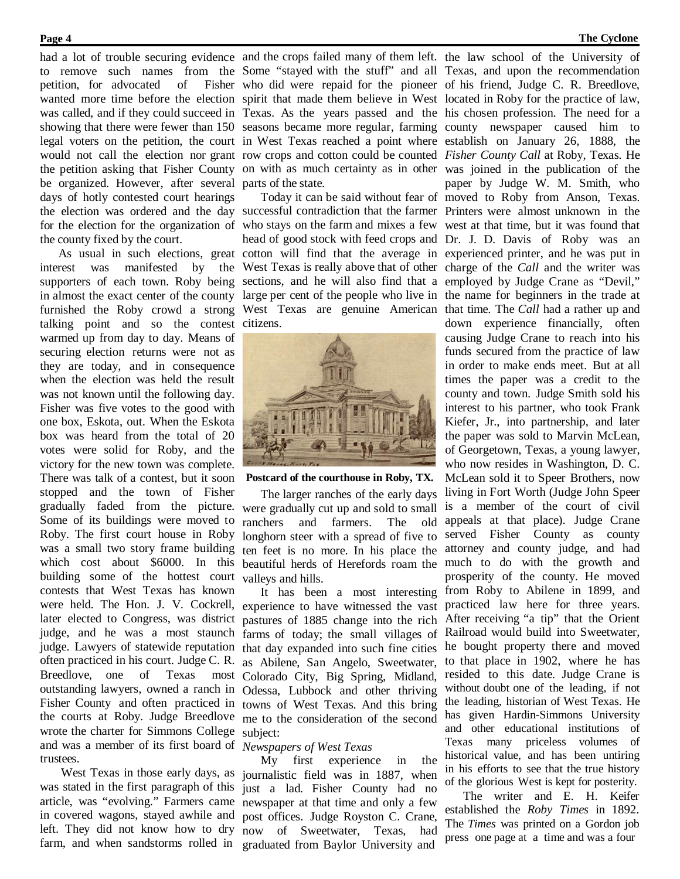had a lot of trouble securing evidence to remove such names from the petition, for advocated of Fisher wanted more time before the election was called, and if they could succeed in showing that there were fewer than 150 legal voters on the petition, the court would not call the election nor grant the petition asking that Fisher County be organized. However, after several days of hotly contested court hearings the election was ordered and the day for the election for the organization of the county fixed by the court.

As usual in such elections, great interest was manifested by the supporters of each town. Roby being in almost the exact center of the county furnished the Roby crowd a strong talking point and so the contest warmed up from day to day. Means of securing election returns were not as they are today, and in consequence when the election was held the result was not known until the following day. Fisher was five votes to the good with one box, Eskota, out. When the Eskota box was heard from the total of 20 votes were solid for Roby, and the victory for the new town was complete. There was talk of a contest, but it soon stopped and the town of Fisher gradually faded from the picture. Some of its buildings were moved to Roby. The first court house in Roby was a small two story frame building which cost about $6000. In this building some of the hottest court contests that West Texas has known were held. The Hon. J. V. Cockrell, later elected to Congress, was district judge, and he was a most staunch judge. Lawyers of statewide reputation often practiced in his court. Judge C. R. Breedlove, one of Texas most outstanding lawyers, owned a ranch in Fisher County and often practiced in the courts at Roby. Judge Breedlove wrote the charter for Simmons College and was a member of its first board of trustees.

West Texas in those early days, as was stated in the first paragraph of this article, was "evolving." Farmers came in covered wagons, stayed awhile and left. They did not know how to dry farm, and when sandstorms rolled in and the crops failed many of them left. Some "stayed with the stuff" and all who did were repaid for the pioneer spirit that made them believe in West Texas. As the years passed and the seasons became more regular, farming in West Texas reached a point where row crops and cotton could be counted on with as much certainty as in other parts of the state.

Today it can be said without fear of successful contradiction that the farmer who stays on the farm and mixes a few head of good stock with feed crops and cotton will find that the average in West Texas is really above that of other sections, and he will also find that a large per cent of the people who live in West Texas are genuine American citizens.

**Postcard of the courthouse in Roby, TX.**

The larger ranches of the early days were gradually cut up and sold to small ranchers and farmers. The old longhorn steer with a spread of five to ten feet is no more. In his place the beautiful herds of Herefords roam the valleys and hills.

It has been a most interesting experience to have witnessed the vast pastures of 1885 change into the rich farms of today; the small villages of that day expanded into such fine cities as Abilene, San Angelo, Sweetwater, Colorado City, Big Spring, Midland, Odessa, Lubbock and other thriving towns of West Texas. And this bring me to the consideration of the second subject:

*Newspapers of West Texas*

My first experience in the journalistic field was in 1887, when just a lad. Fisher County had no newspaper at that time and only a few post offices. Judge Royston C. Crane, now of Sweetwater, Texas, had graduated from Baylor University and the law school of the University of Texas, and upon the recommendation of his friend, Judge C. R. Breedlove, located in Roby for the practice of law, his chosen profession. The need for a county newspaper caused him to establish on January 26, 1888, the *Fisher County Call* at Roby, Texas. He was joined in the publication of the paper by Judge W. M. Smith, who moved to Roby from Anson, Texas. Printers were almost unknown in the west at that time, but it was found that Dr. J. D. Davis of Roby was an experienced printer, and he was put in charge of the *Call* and the writer was employed by Judge Crane as "Devil," the name for beginners in the trade at that time. The *Call* had a rather up and down experience financially, often causing Judge Crane to reach into his funds secured from the practice of law in order to make ends meet. But at all times the paper was a credit to the county and town. Judge Smith sold his interest to his partner, who took Frank Kiefer, Jr., into partnership, and later the paper was sold to Marvin McLean, of Georgetown, Texas, a young lawyer, who now resides in Washington, D. C. McLean sold it to Speer Brothers, now living in Fort Worth (Judge John Speer is a member of the court of civil appeals at that place). Judge Crane served Fisher County as county attorney and county judge, and had much to do with the growth and prosperity of the county. He moved from Roby to Abilene in 1899, and practiced law here for three years. After receiving "a tip" that the Orient Railroad would build into Sweetwater, he bought property there and moved to that place in 1902, where he has resided to this date. Judge Crane is without doubt one of the leading, if not the leading, historian of West Texas. He has given Hardin-Simmons University and other educational institutions of Texas many priceless volumes of historical value, and has been untiring in his efforts to see that the true history of the glorious West is kept for posterity.

The writer and E. H. Keifer established the *Roby Times* in 1892. The *Times* was printed on a Gordon job press one page at a time and was a four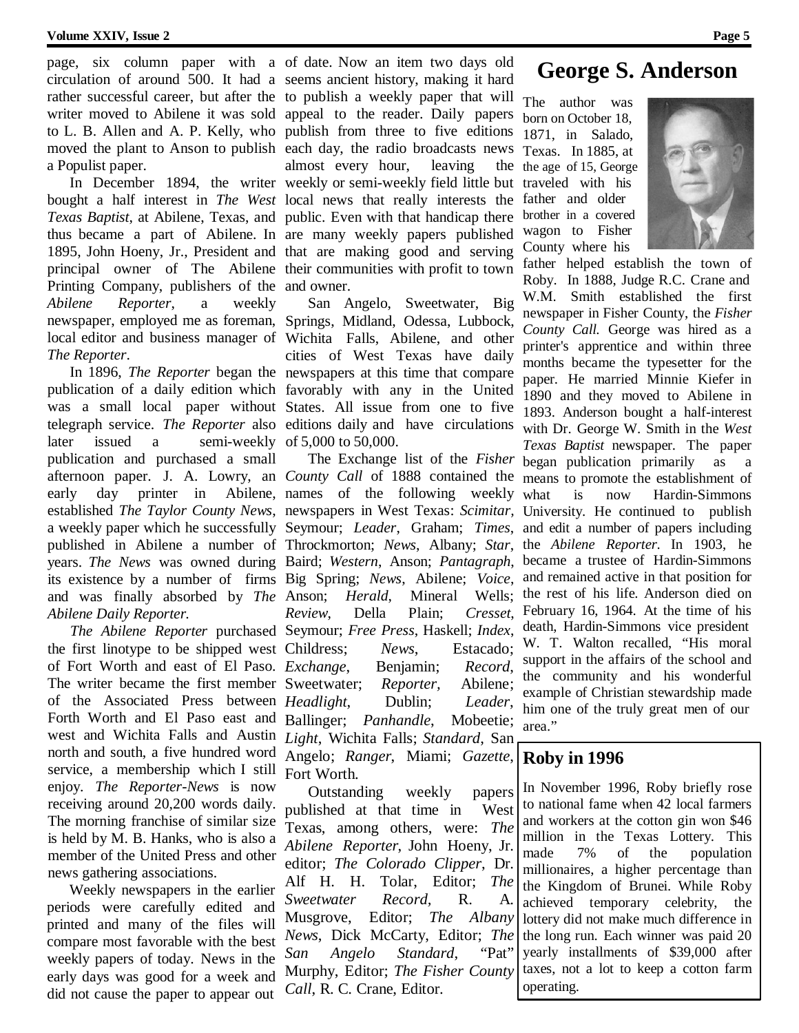page, six column paper with a circulation of around 500. It had a rather successful career, but after the writer moved to Abilene it was sold to L. B. Allen and A. P. Kelly, who moved the plant to Anson to publish a Populist paper.

In December 1894, the writer bought a half interest in *The West Texas Baptist*, at Abilene, Texas, and thus became a part of Abilene. In 1895, John Hoeny, Jr., President and principal owner of The Abilene Printing Company, publishers of the *Abilene Reporter*, a weekly newspaper, employed me as foreman, local editor and business manager of *The Reporter*.

In 1896, *The Reporter* began the publication of a daily edition which was a small local paper without telegraph service. *The Reporter* also later issued a semi-weekly publication and purchased a small afternoon paper. J. A. Lowry, an early day printer in Abilene, established *The Taylor County News*, a weekly paper which he successfully published in Abilene a number of years. *The News* was owned during its existence by a number of firms and was finally absorbed by *The Abilene Daily Reporter.*

*The Abilene Reporter* purchased the first linotype to be shipped west of Fort Worth and east of El Paso. The writer became the first member of the Associated Press between Forth Worth and El Paso east and west and Wichita Falls and Austin north and south, a five hundred word service, a membership which I still enjoy. *The Reporter-News* is now receiving around 20,200 words daily. The morning franchise of similar size is held by M. B. Hanks, who is also a member of the United Press and other news gathering associations.

Weekly newspapers in the earlier periods were carefully edited and printed and many of the files will compare most favorable with the best weekly papers of today. News in the early days was good for a week and did not cause the paper to appear out of date. Now an item two days old seems ancient history, making it hard to publish a weekly paper that will appeal to the reader. Daily papers publish from three to five editions each day, the radio broadcasts news almost every hour, leaving the weekly or semi-weekly field little but local news that really interests the public. Even with that handicap there are many weekly papers published that are making good and serving their communities with profit to town and owner.

San Angelo, Sweetwater, Big Springs, Midland, Odessa, Lubbock, Wichita Falls, Abilene, and other cities of West Texas have daily newspapers at this time that compare favorably with any in the United States. All issue from one to five editions daily and have circulations of 5,000 to 50,000.

The Exchange list of the *Fisher County Call* of 1888 contained the names of the following weekly newspapers in West Texas: *Scimitar*, Seymour; *Leader*, Graham; *Times*, Throckmorton; *News*, Albany; *Star*, Baird; *Western*, Anson; *Pantagraph*, Big Spring; *News*, Abilene; *Voice*, Anson; *Herald*, Mineral Wells; *Review*, Della Plain; *Cresset*, Seymour; *Free Press*, Haskell; *Index*, Childress; *News*, Estacado; *Exchange*, Benjamin; *Record*, Sweetwater; *Reporter*, Abilene; *Headlight*, Dublin; *Leader*, Ballinger; *Panhandle*, Mobeetie; *Light*, Wichita Falls; *Standard*, San Angelo; *Ranger*, Miami; *Gazette*, Fort Worth.

Outstanding weekly papers published at that time in West Texas, among others, were: *The Abilene Reporter*, John Hoeny, Jr. editor; *The Colorado Clipper*, Dr. Alf H. H. Tolar, Editor; *The Sweetwater Record,* R. A. Musgrove, Editor; *The Albany News*, Dick McCarty, Editor; *The San Angelo Standard*, "Pat" Murphy, Editor; *The Fisher County Call*, R. C. Crane, Editor.

## George S. Anderson

The author was born on October 18, 1871, in Salado, Texas. In 1885, at the age of 15, George traveled with his father and older brother in a covered wagon to Fisher County where his father helped establish the town of Roby. In 1888, Judge R.C. Crane and W.M. Smith established the first newspaper in Fisher County, the *Fisher County Call.* George was hired as a printer's apprentice and within three months became the typesetter for the paper. He married Minnie Kiefer in 1890 and they moved to Abilene in 1893. Anderson bought a half-interest with Dr. George W. Smith in the *West Texas Baptist* newspaper. The paper began publication primarily as a means to promote the establishment of what is now Hardin-Simmons University. He continued to publish and edit a number of papers including the *Abilene Reporter.* In 1903, he became a trustee of Hardin-Simmons and remained active in that position for the rest of his life. Anderson died on February 16, 1964. At the time of his death, Hardin-Simmons vice president W. T. Walton recalled, "His moral support in the affairs of the school and the community and his wonderful example of Christian stewardship made him one of the truly great men of our area."

### Roby in 1996

In November 1996, Roby briefly rose to national fame when 42 local farmers and workers at the cotton gin won $46 million in the Texas Lottery. This made 7% of the population millionaires, a higher percentage than the Kingdom of Brunei. While Roby achieved temporary celebrity, the lottery did not make much difference in the long run. Each winner was paid 20 yearly installments of $39,000 after taxes, not a lot to keep a cotton farm operating.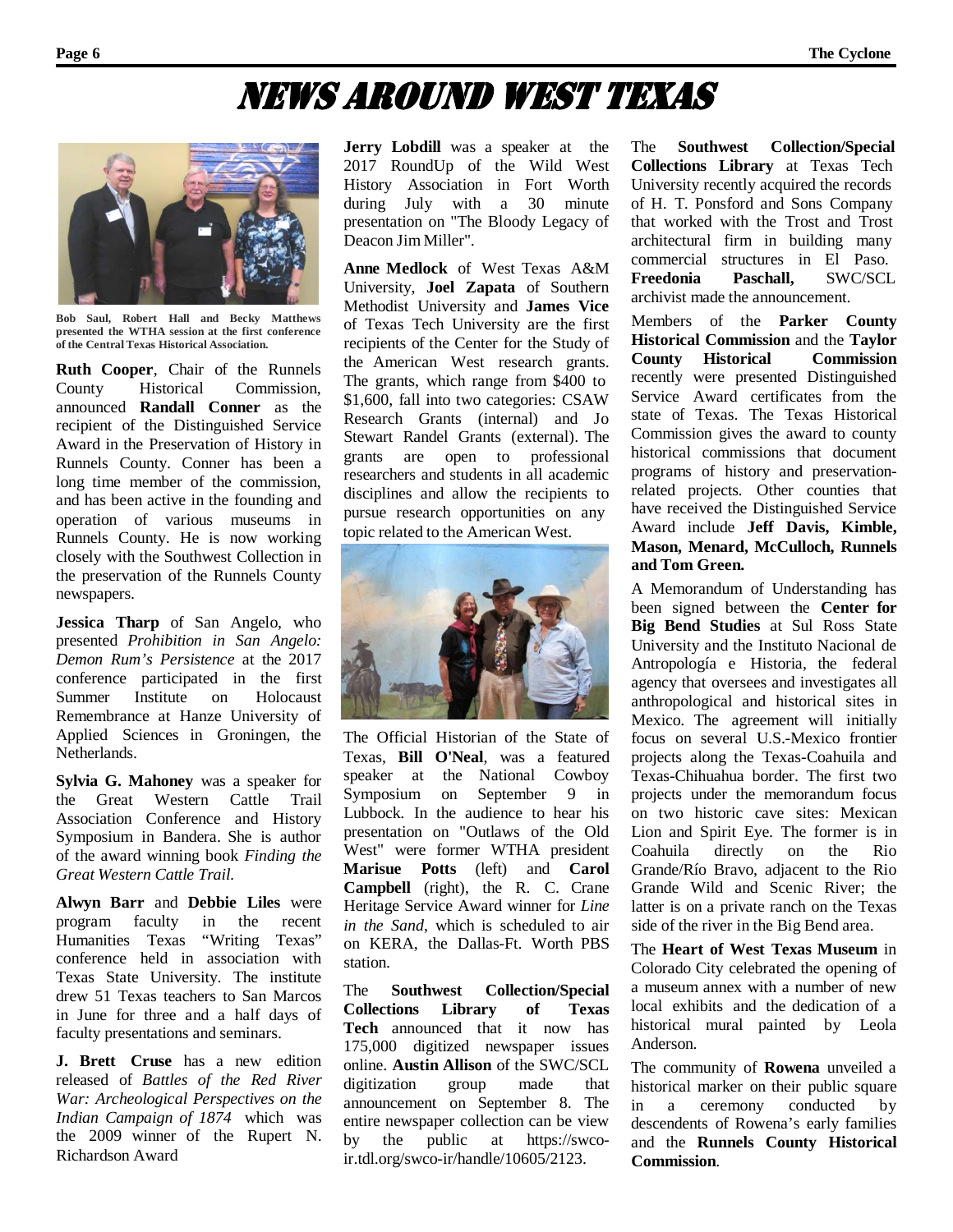# NEWS AROUND WEST TEXAS

Bob Saul, Robert Hall and Becky Matthews presented the WTHA session at the first conference of the Central Texas Historical Association.

**Ruth Cooper**, Chair of the Runnels County Historical Commission, announced **Randall Conner** as the recipient of the Distinguished Service Award in the Preservation of History in Runnels County. Conner has been a long time member of the commission, and has been active in the founding and operation of various museums in Runnels County. He is now working closely with the Southwest Collection in the preservation of the Runnels County newspapers.

**Jessica Tharp** of San Angelo, who presented *Prohibition in San Angelo: Demon Rum's Persistence* at the 2017 conference participated in the first Summer Institute on Holocaust Remembrance at Hanze University of Applied Sciences in Groningen, the Netherlands.

**Sylvia G. Mahoney** was a speaker for the Great Western Cattle Trail Association Conference and History Symposium in Bandera. She is author of the award winning book *Finding the Great Western Cattle Trail.*

**Alwyn Barr** and **Debbie Liles** were program faculty in the recent Humanities Texas "Writing Texas" conference held in association with Texas State University. The institute drew 51 Texas teachers to San Marcos in June for three and a half days of faculty presentations and seminars.

**J. Brett Cruse** has a new edition released of *Battles of the Red River War: Archeological Perspectives on the Indian Campaign of 1874* which was the 2009 winner of the Rupert N. Richardson Award

**Jerry Lobdill** was a speaker at the 2017 RoundUp of the Wild West History Association in Fort Worth during July with a 30 minute presentation on "The Bloody Legacy of Deacon Jim Miller".

**Anne Medlock** of West Texas A&M University, **Joel Zapata** of Southern Methodist University and **James Vice** of Texas Tech University are the first recipients of the Center for the Study of the American West research grants. The grants, which range from $400 to $1,600, fall into two categories: CSAW Research Grants (internal) and Jo Stewart Randel Grants (external). The grants are open to professional researchers and students in all academic disciplines and allow the recipients to pursue research opportunities on any topic related to the American West.

The Official Historian of the State of Texas, **Bill O'Neal**, was a featured speaker at the National Cowboy Symposium on September 9 in Lubbock. In the audience to hear his presentation on "Outlaws of the Old West" were former WTHA president **Marisue Potts** (left) and **Carol Campbell** (right), the R. C. Crane Heritage Service Award winner for *Line in the Sand*, which is scheduled to air on KERA, the Dallas-Ft. Worth PBS station.

The **Southwest Collection/Special Collections Library of Texas Tech** announced that it now has 175,000 digitized newspaper issues online. **Austin Allison** of the SWC/SCL digitization group made that announcement on September 8. The entire newspaper collection can be view by the public at https://swco-ir.tdl.org/swco-ir/handle/10605/2123.

The **Southwest Collection/Special Collections Library** at Texas Tech University recently acquired the records of H. T. Ponsford and Sons Company that worked with the Trost and Trost architectural firm in building many commercial structures in El Paso. **Freedonia Paschall,** SWC/SCL archivist made the announcement.

Members of the **Parker County Historical Commission** and the **Taylor County Historical Commission** recently were presented Distinguished Service Award certificates from the state of Texas. The Texas Historical Commission gives the award to county historical commissions that document programs of history and preservation-related projects. Other counties that have received the Distinguished Service Award include **Jeff Davis, Kimble, Mason, Menard, McCulloch, Runnels and Tom Green.**

A Memorandum of Understanding has been signed between the **Center for Big Bend Studies** at Sul Ross State University and the Instituto Nacional de Antropología e Historia, the federal agency that oversees and investigates all anthropological and historical sites in Mexico. The agreement will initially focus on several U.S.-Mexico frontier projects along the Texas-Coahuila and Texas-Chihuahua border. The first two projects under the memorandum focus on two historic cave sites: Mexican Lion and Spirit Eye. The former is in Coahuila directly on the Rio Grande/Río Bravo, adjacent to the Rio Grande Wild and Scenic River; the latter is on a private ranch on the Texas side of the river in the Big Bend area.

The **Heart of West Texas Museum** in Colorado City celebrated the opening of a museum annex with a number of new local exhibits and the dedication of a historical mural painted by Leola Anderson.

The community of **Rowena** unveiled a historical marker on their public square in a ceremony conducted by descendents of Rowena's early families and the **Runnels County Historical Commission**.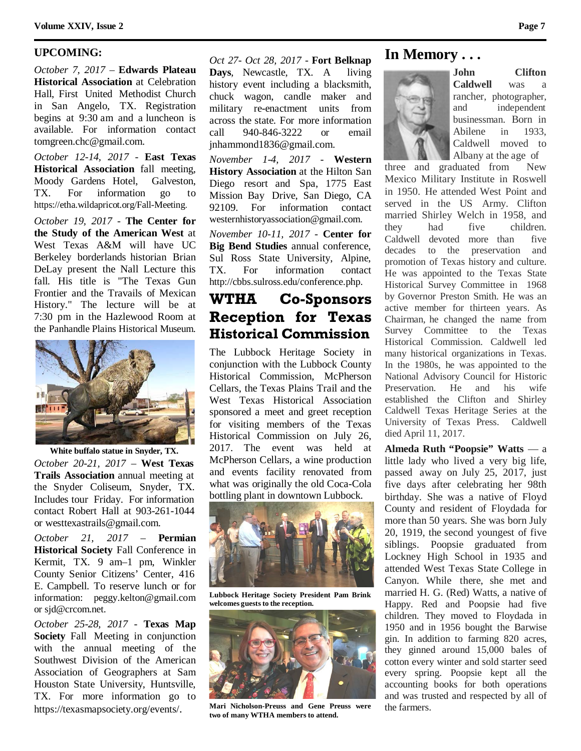## UPCOMING:

*October 7, 2017* – **Edwards Plateau Historical Association** at Celebration Hall, First United Methodist Church in San Angelo, TX. Registration begins at 9:30 am and a luncheon is available. For information contact tomgreen.chc@gmail.com.

*October 12-14, 2017* - **East Texas Historical Association** fall meeting, Moody Gardens Hotel, Galveston, TX. For information go to https://etha.wildapricot.org/Fall-Meeting.

*October 19, 2017* - **The Center for the Study of the American West** at West Texas A&M will have UC Berkeley borderlands historian Brian DeLay present the Nall Lecture this fall. His title is "The Texas Gun Frontier and the Travails of Mexican History." The lecture will be at 7:30 pm in the Hazlewood Room at the Panhandle Plains Historical Museum.

White buffalo statue in Snyder, TX.

*October 20-21, 2017* – **West Texas Trails Association** annual meeting at the Snyder Coliseum, Snyder, TX. Includes tour Friday. For information contact Robert Hall at 903-261-1044 or westtexastrails@gmail.com.

*October 21, 2017* – **Permian Historical Society** Fall Conference in Kermit, TX. 9 am–1 pm, Winkler County Senior Citizens' Center, 416 E. Campbell. To reserve lunch or for information: peggy.kelton@gmail.com or sjd@crcom.net.

*October 25-28, 2017* - **Texas Map Society** Fall Meeting in conjunction with the annual meeting of the Southwest Division of the American Association of Geographers at Sam Houston State University, Huntsville, TX. For more information go to https://texasmapsociety.org/events/.

*Oct 27- Oct 28, 2017* - **Fort Belknap Days**, Newcastle, TX. A living history event including a blacksmith, chuck wagon, candle maker and military re-enactment units from across the state. For more information call 940-846-3222 or email jnhammond1836@gmail.com.

*November 1-4, 2017* - **Western History Association** at the Hilton San Diego resort and Spa, 1775 East Mission Bay Drive, San Diego, CA 92109. For information contact westernhistoryassociation@gmail.com.

*November 10-11, 2017* - **Center for Big Bend Studies** annual conference, Sul Ross State University, Alpine, TX. For information contact http://cbbs.sulross.edu/conference.php.

## WTHA Co-Sponsors Reception for Texas Historical Commission

The Lubbock Heritage Society in conjunction with the Lubbock County Historical Commission, McPherson Cellars, the Texas Plains Trail and the West Texas Historical Association sponsored a meet and greet reception for visiting members of the Texas Historical Commission on July 26, 2017. The event was held at McPherson Cellars, a wine production and events facility renovated from what was originally the old Coca-Cola bottling plant in downtown Lubbock.

Lubbock Heritage Society President Pam Brink welcomes guests to the reception.

Mari Nicholson-Preuss and Gene Preuss were two of many WTHA members to attend.

## In Memory . . .

**John Clifton Caldwell** was a rancher, photographer, and independent businessman. Born in Abilene in 1933, Caldwell moved to Albany at the age of three and graduated from New Mexico Military Institute in Roswell in 1950. He attended West Point and served in the US Army. Clifton married Shirley Welch in 1958, and they had five children. Caldwell devoted more than five decades to the preservation and promotion of Texas history and culture. He was appointed to the Texas State Historical Survey Committee in 1968 by Governor Preston Smith. He was an active member for thirteen years. As Chairman, he changed the name from Survey Committee to the Texas Historical Commission. Caldwell led many historical organizations in Texas. In the 1980s, he was appointed to the National Advisory Council for Historic Preservation. He and his wife established the Clifton and Shirley Caldwell Texas Heritage Series at the University of Texas Press. Caldwell died April 11, 2017.

**Almeda Ruth "Poopsie" Watts** — a little lady who lived a very big life, passed away on July 25, 2017, just five days after celebrating her 98th birthday. She was a native of Floyd County and resident of Floydada for more than 50 years. She was born July 20, 1919, the second youngest of five siblings. Poopsie graduated from Lockney High School in 1935 and attended West Texas State College in Canyon. While there, she met and married H. G. (Red) Watts, a native of Happy. Red and Poopsie had five children. They moved to Floydada in 1950 and in 1956 bought the Barwise gin. In addition to farming 820 acres, they ginned around 15,000 bales of cotton every winter and sold starter seed every spring. Poopsie kept all the accounting books for both operations and was trusted and respected by all of the farmers.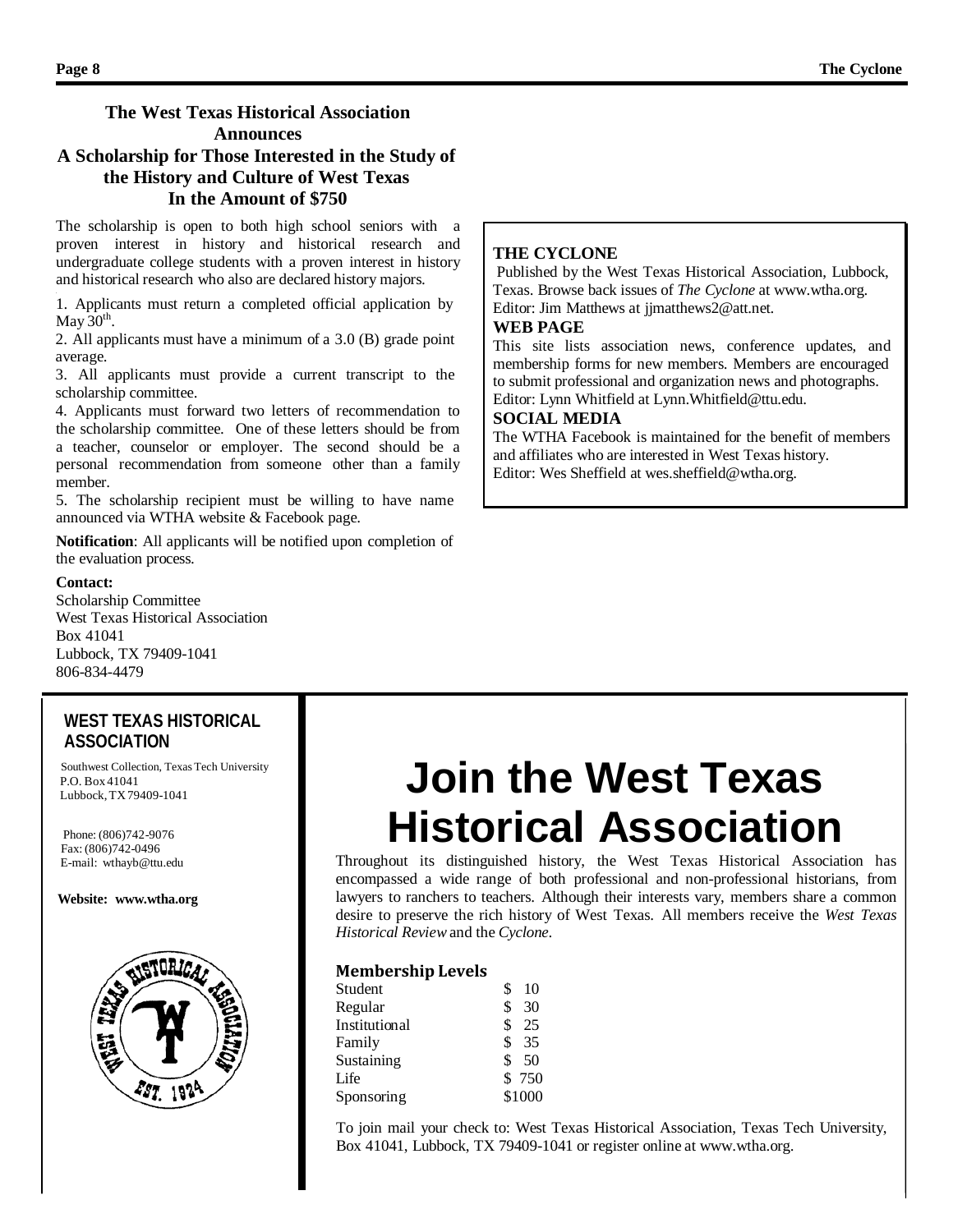## The West Texas Historical Association Announces A Scholarship for Those Interested in the Study of the History and Culture of West Texas In the Amount of $750

The scholarship is open to both high school seniors with a proven interest in history and historical research and undergraduate college students with a proven interest in history and historical research who also are declared history majors.

1. Applicants must return a completed official application by May 30th.
2. All applicants must have a minimum of a 3.0 (B) grade point average.
3. All applicants must provide a current transcript to the scholarship committee.
4. Applicants must forward two letters of recommendation to the scholarship committee. One of these letters should be from a teacher, counselor or employer. The second should be a personal recommendation from someone other than a family member.
5. The scholarship recipient must be willing to have name announced via WTHA website & Facebook page.

**Notification**: All applicants will be notified upon completion of the evaluation process.

**Contact:**
Scholarship Committee
West Texas Historical Association
Box 41041
Lubbock, TX 79409-1041
806-834-4479

**THE CYCLONE**
Published by the West Texas Historical Association, Lubbock, Texas. Browse back issues of *The Cyclone* at www.wtha.org.
Editor: Jim Matthews at jjmatthews2@att.net.

**WEB PAGE**
This site lists association news, conference updates, and membership forms for new members. Members are encouraged to submit professional and organization news and photographs.
Editor: Lynn Whitfield at Lynn.Whitfield@ttu.edu.

**SOCIAL MEDIA**
The WTHA Facebook is maintained for the benefit of members and affiliates who are interested in West Texas history.
Editor: Wes Sheffield at wes.sheffield@wtha.org.

**WEST TEXAS HISTORICAL ASSOCIATION**

Southwest Collection, Texas Tech University
P.O. Box 41041
Lubbock, TX 79409-1041

Phone: (806)742-9076
Fax: (806)742-0496
E-mail: wthayb@ttu.edu

**Website: www.wtha.org**

WEST TEXAS HISTORICAL ASSOCIATION
EST. 1924

# Join the West Texas Historical Association

Throughout its distinguished history, the West Texas Historical Association has encompassed a wide range of both professional and non-professional historians, from lawyers to ranchers to teachers. Although their interests vary, members share a common desire to preserve the rich history of West Texas. All members receive the *West Texas Historical Review* and the *Cyclone*.

**Membership Levels**

| | |
|---|---|
| Student | $ 10 |
| Regular | $ 30 |
| Institutional | $ 25 |
| Family | $ 35 |
| Sustaining | $ 50 |
| Life | $ 750 |
| Sponsoring | $1000 |

To join mail your check to: West Texas Historical Association, Texas Tech University, Box 41041, Lubbock, TX 79409-1041 or register online at www.wtha.org.